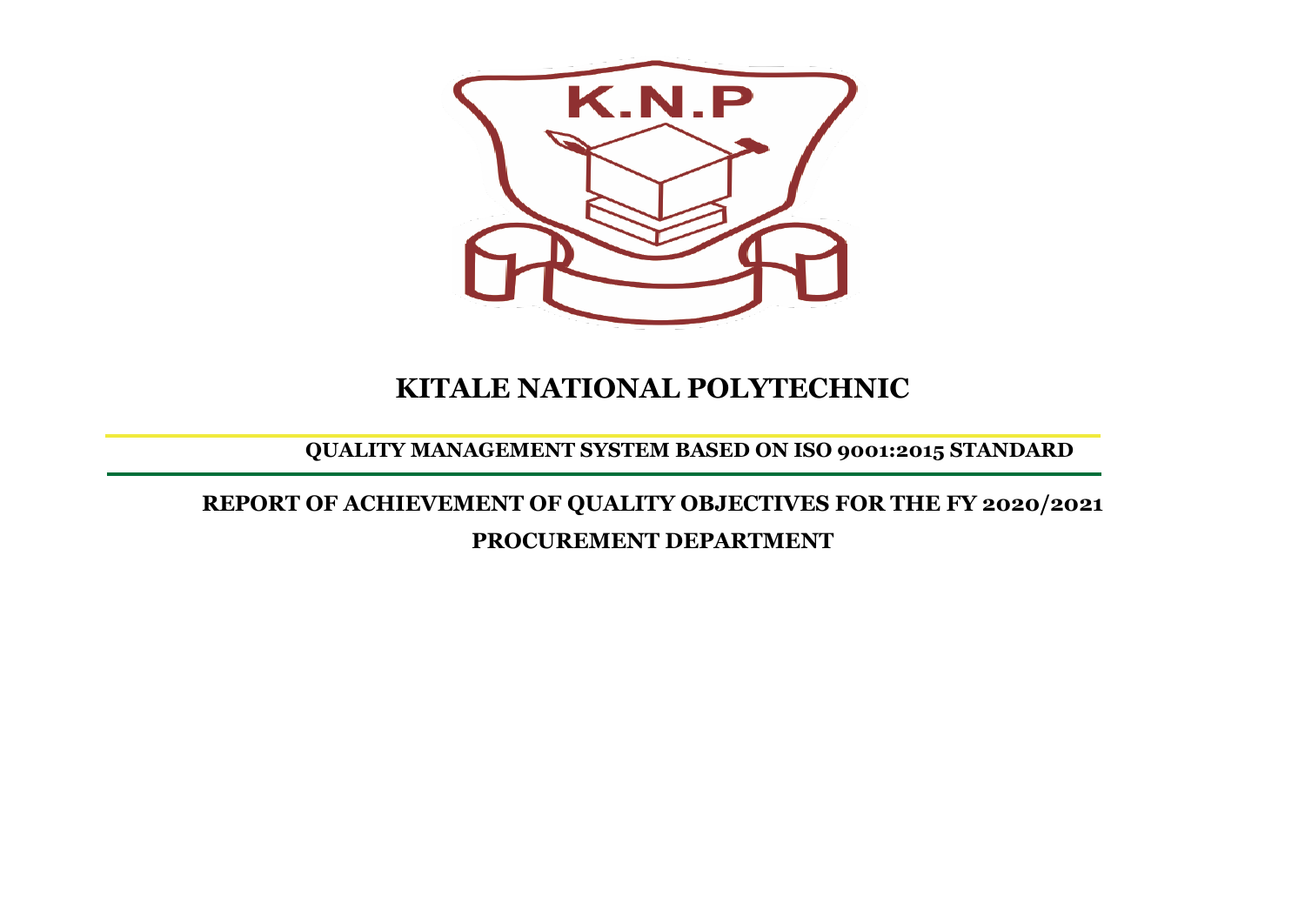# KITALE NATIONAL POLYTECHNIC

**QUALITY MANAGEMENT SYSTEM BASED ON ISO 9001:2015 STANDARD**

## REPORT OF ACHIEVEMENT OF QUALITY OBJECTIVES FOR THE FY 2020/2021

## PROCUREMENT DEPARTMENT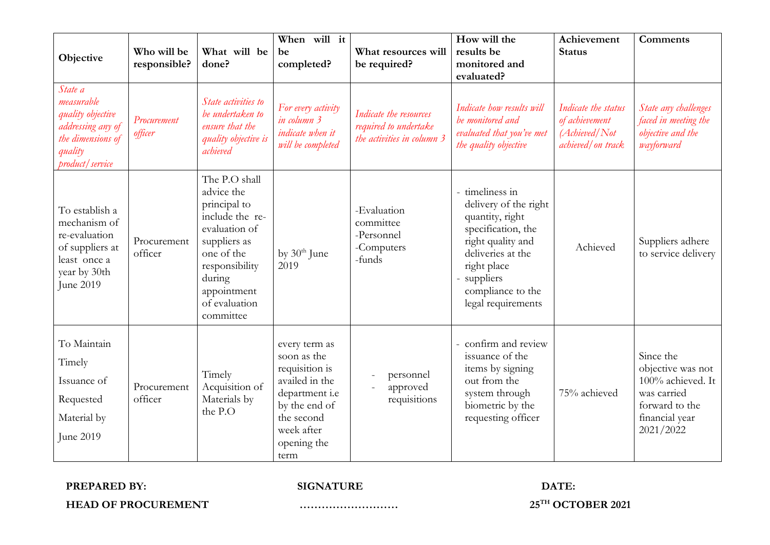| Objective | Who will be responsible? | What will be done? | When will it be completed? | What resources will be required? | How will the results be monitored and evaluated? | Achievement Status | Comments |
|---|---|---|---|---|---|---|---|
| *State a measurable quality objective addressing any of the dimensions of quality product/service* | *Procurement officer* | *State activities to be undertaken to ensure that the quality objective is achieved* | *For every activity in column 3 indicate when it will be completed* | *Indicate the resources required to undertake the activities in column 3* | *Indicate how results will be monitored and evaluated that you've met the quality objective* | *Indicate the status of achievement (Achieved/Not achieved/on track* | *State any challenges faced in meeting the objective and the wayforward* |
| To establish a mechanism of re-evaluation of suppliers at least once a year by 30th June 2019 | Procurement officer | The P.O shall advice the principal to include the re-evaluation of suppliers as one of the responsibility during appointment of evaluation committee | by 30th June 2019 | -Evaluation committee<br>-Personnel<br>-Computers<br>-funds | - timeliness in delivery of the right quantity, right specification, the right quality and deliveries at the right place<br>- suppliers compliance to the legal requirements | Achieved | Suppliers adhere to service delivery |
| To Maintain Timely Issuance of Requested Material by June 2019 | Procurement officer | Timely Acquisition of Materials by the P.O | every term as soon as the requisition is availed in the department i.e by the end of the second week after opening the term | - personnel<br>- approved requisitions | - confirm and review issuance of the items by signing out from the system through biometric by the requesting officer | 75% achieved | Since the objective was not 100% achieved. It was carried forward to the financial year 2021/2022 |

**PREPARED BY:** **SIGNATURE** **DATE:**

**HEAD OF PROCUREMENT** **………………………** **25TH OCTOBER 2021**